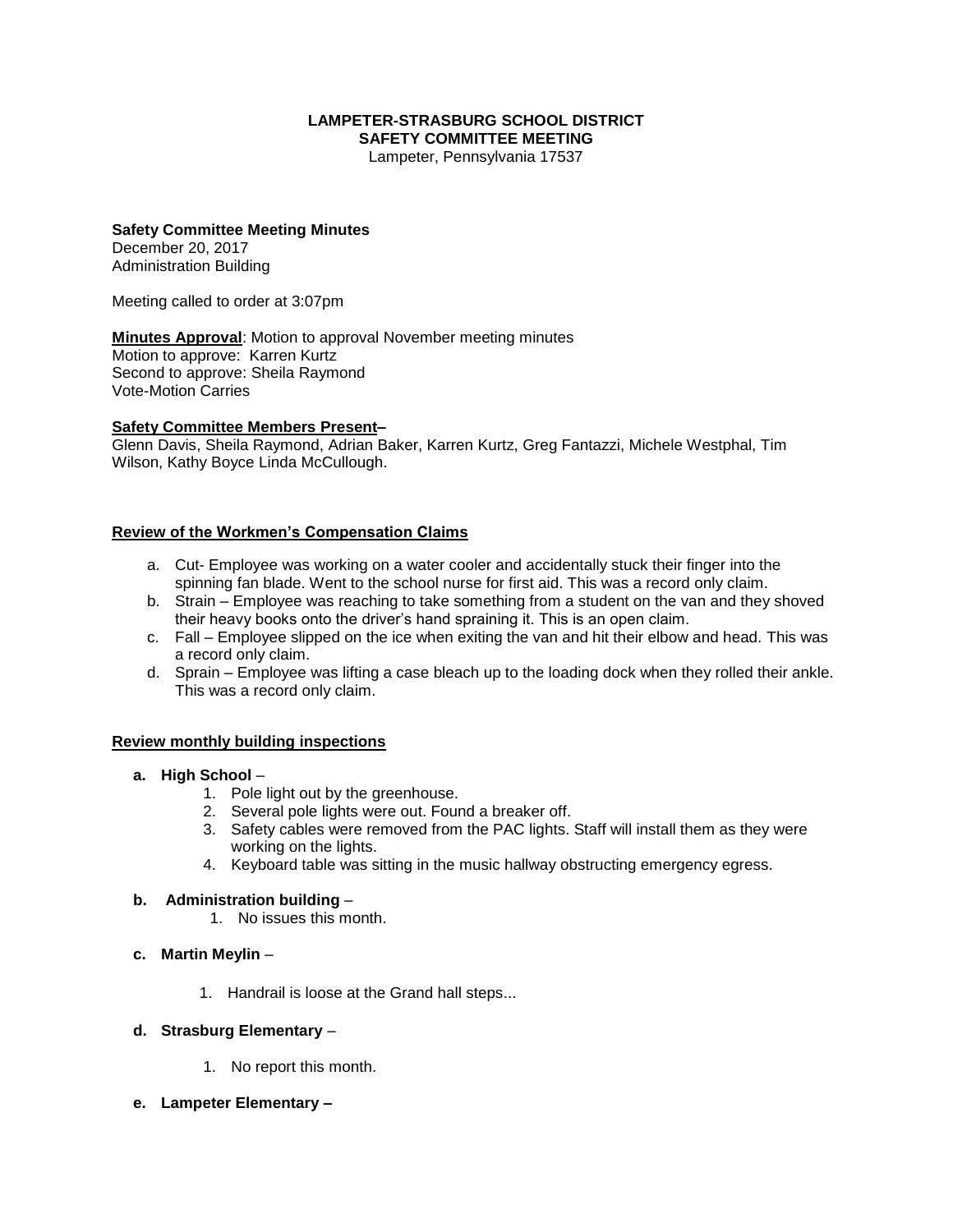**LAMPETER-STRASBURG SCHOOL DISTRICT**
**SAFETY COMMITTEE MEETING**
Lampeter, Pennsylvania 17537

**Safety Committee Meeting Minutes**
December 20, 2017
Administration Building

Meeting called to order at 3:07pm

**<u>Minutes Approval</u>**: Motion to approval November meeting minutes
Motion to approve: Karren Kurtz
Second to approve: Sheila Raymond
Vote-Motion Carries

**<u>Safety Committee Members Present</u>–**
Glenn Davis, Sheila Raymond, Adrian Baker, Karren Kurtz, Greg Fantazzi, Michele Westphal, Tim Wilson, Kathy Boyce Linda McCullough.

**<u>Review of the Workmen's Compensation Claims</u>**

a. Cut- Employee was working on a water cooler and accidentally stuck their finger into the spinning fan blade. Went to the school nurse for first aid. This was a record only claim.
b. Strain – Employee was reaching to take something from a student on the van and they shoved their heavy books onto the driver's hand spraining it. This is an open claim.
c. Fall – Employee slipped on the ice when exiting the van and hit their elbow and head. This was a record only claim.
d. Sprain – Employee was lifting a case bleach up to the loading dock when they rolled their ankle. This was a record only claim.

**<u>Review monthly building inspections</u>**

**a. High School** –
1. Pole light out by the greenhouse.
2. Several pole lights were out. Found a breaker off.
3. Safety cables were removed from the PAC lights. Staff will install them as they were working on the lights.
4. Keyboard table was sitting in the music hallway obstructing emergency egress.

**b. Administration building** –
1. No issues this month.

**c. Martin Meylin** –
1. Handrail is loose at the Grand hall steps...

**d. Strasburg Elementary** –
1. No report this month.

**e. Lampeter Elementary –**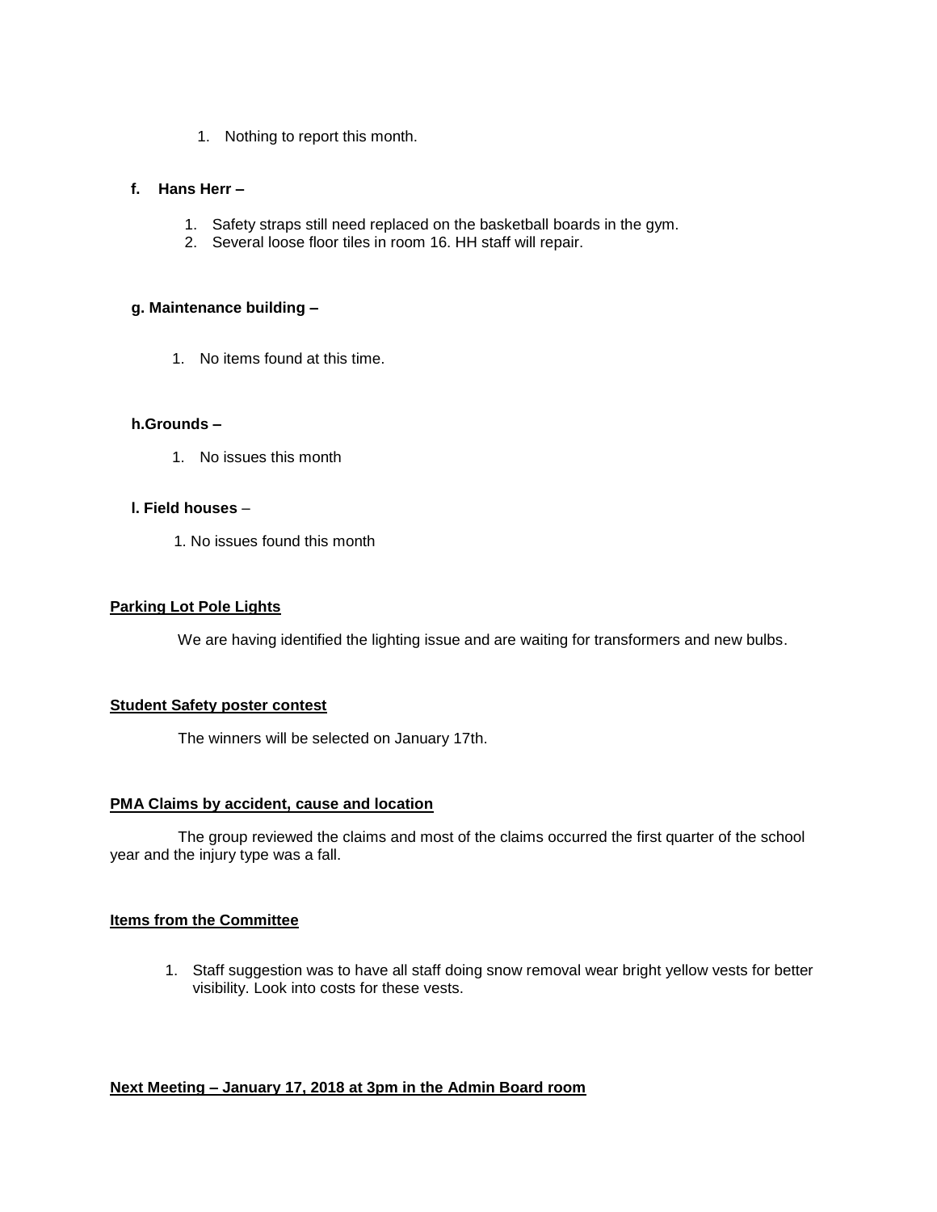1. Nothing to report this month.

**f. Hans Herr –**

1. Safety straps still need replaced on the basketball boards in the gym.
2. Several loose floor tiles in room 16. HH staff will repair.

**g. Maintenance building –**

1. No items found at this time.

**h.Grounds –**

1. No issues this month

**l. Field houses** –

1. No issues found this month

**Parking Lot Pole Lights**

We are having identified the lighting issue and are waiting for transformers and new bulbs.

**Student Safety poster contest**

The winners will be selected on January 17th.

**PMA Claims by accident, cause and location**

The group reviewed the claims and most of the claims occurred the first quarter of the school year and the injury type was a fall.

**Items from the Committee**

1. Staff suggestion was to have all staff doing snow removal wear bright yellow vests for better visibility. Look into costs for these vests.

**Next Meeting – January 17, 2018 at 3pm in the Admin Board room**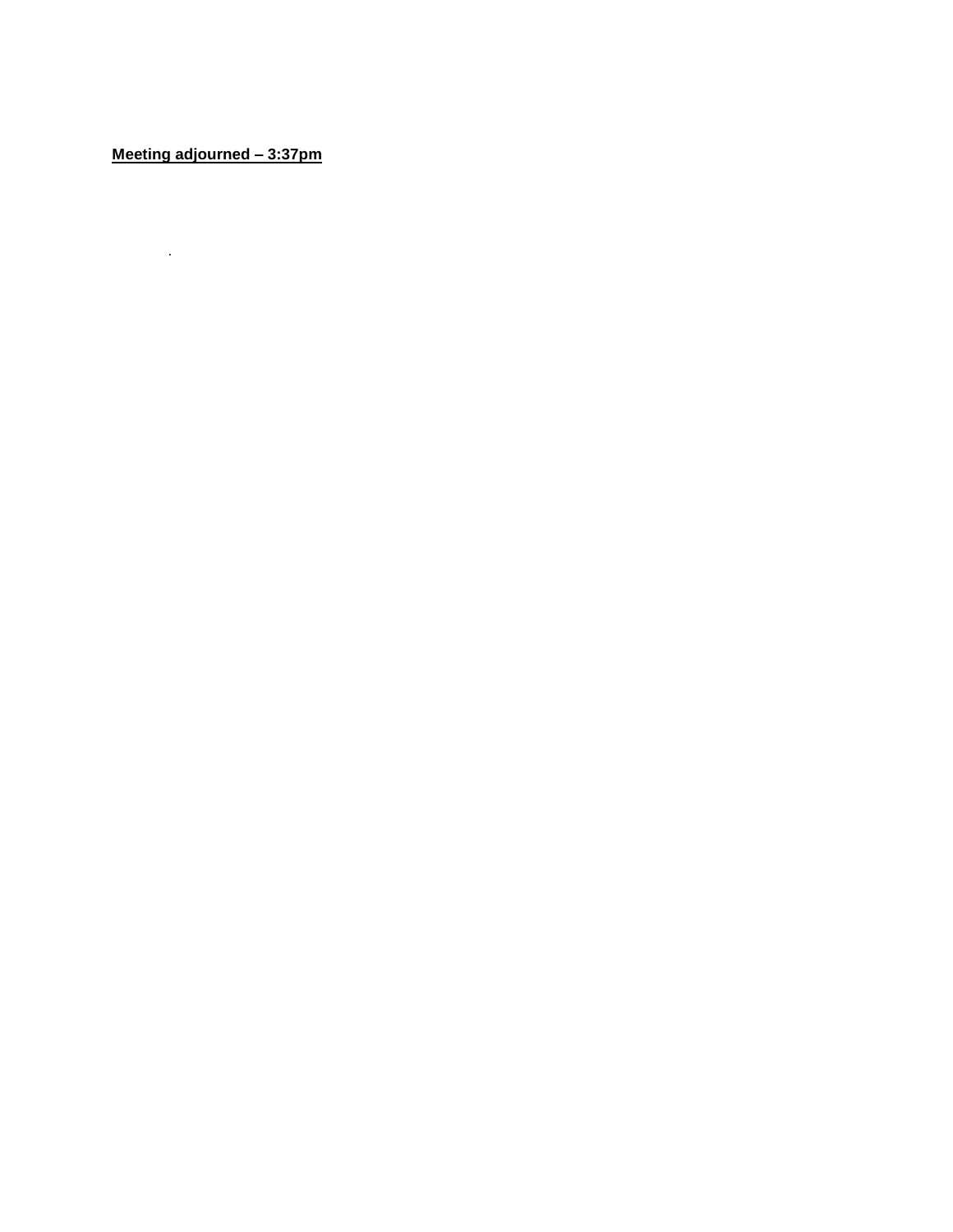**Meeting adjourned – 3:37pm**